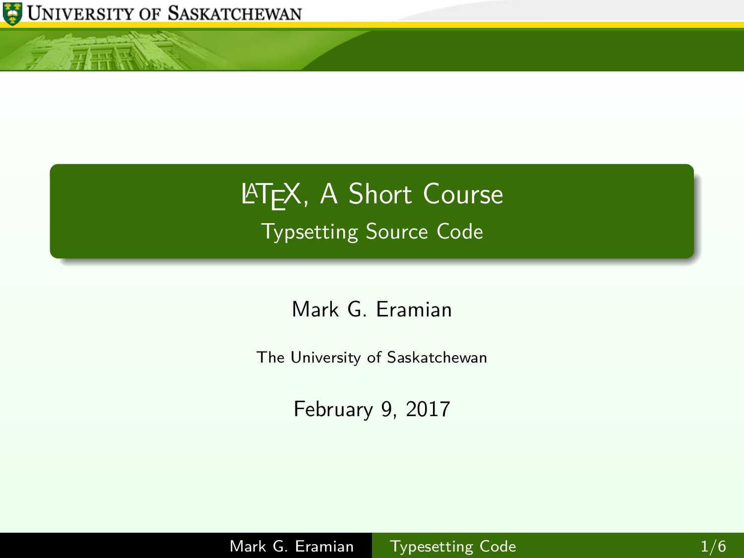# LaTeX, A Short Course

## Typsetting Source Code

Mark G. Eramian

The University of Saskatchewan

February 9, 2017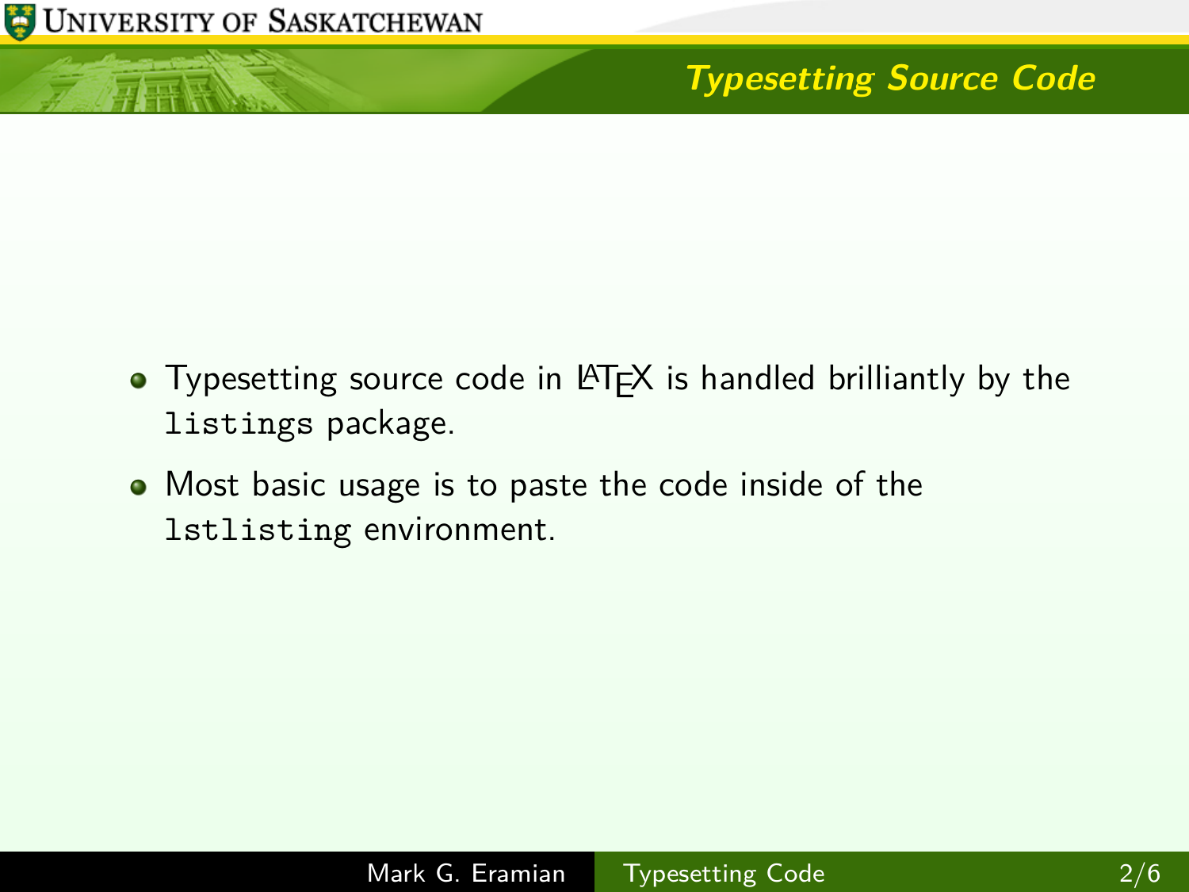## Typesetting Source Code

- Typesetting source code in LaTeX is handled brilliantly by the `listings` package.
- Most basic usage is to paste the code inside of the `lstlisting` environment.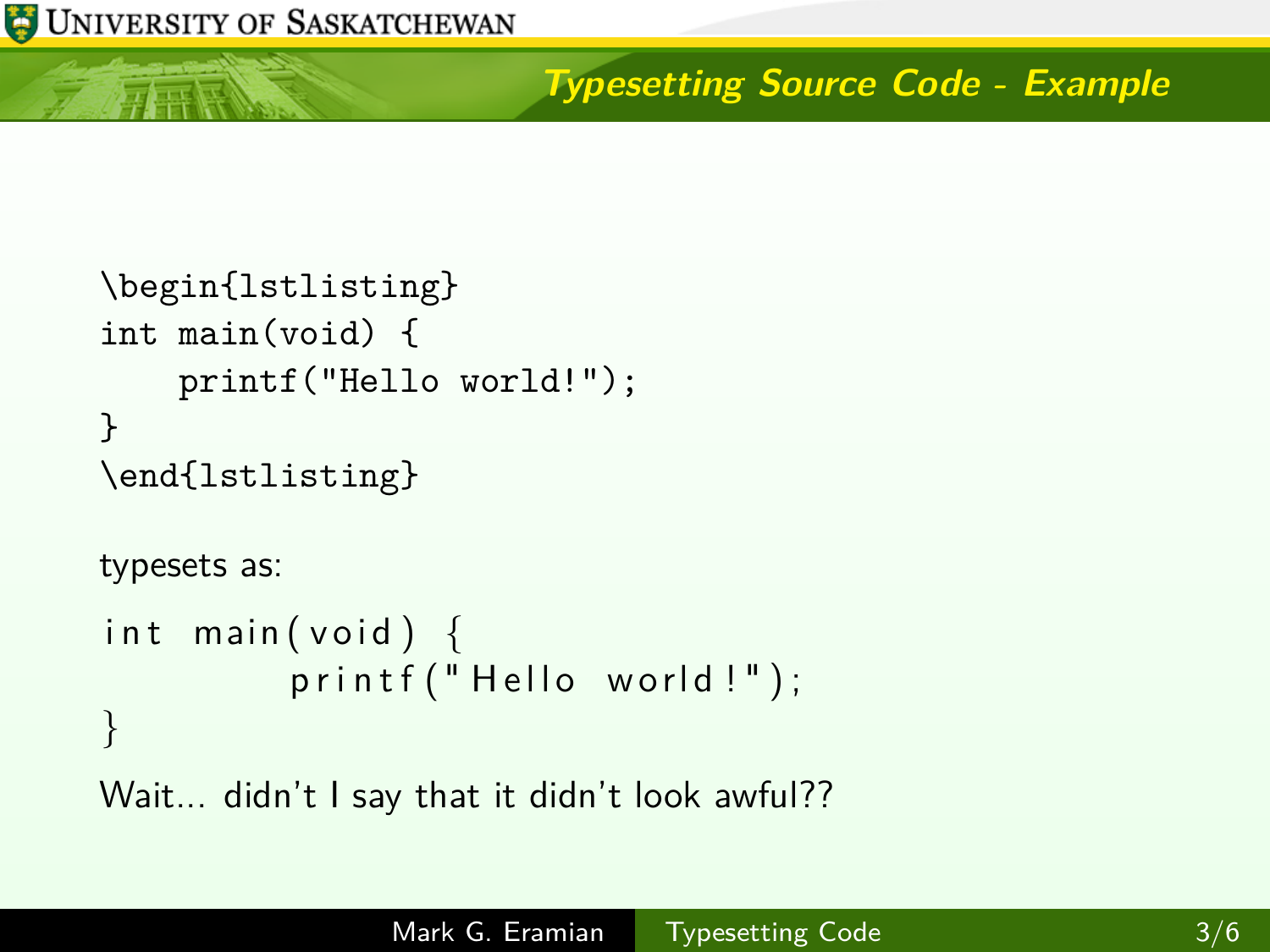## Typesetting Source Code - Example

```
\begin{lstlisting}
int main(void) {
    printf("Hello world!");
}
\end{lstlisting}
```

typesets as:

```
int main(void) {
        printf("Hello world!");
}
```

Wait... didn't I say that it didn't look awful??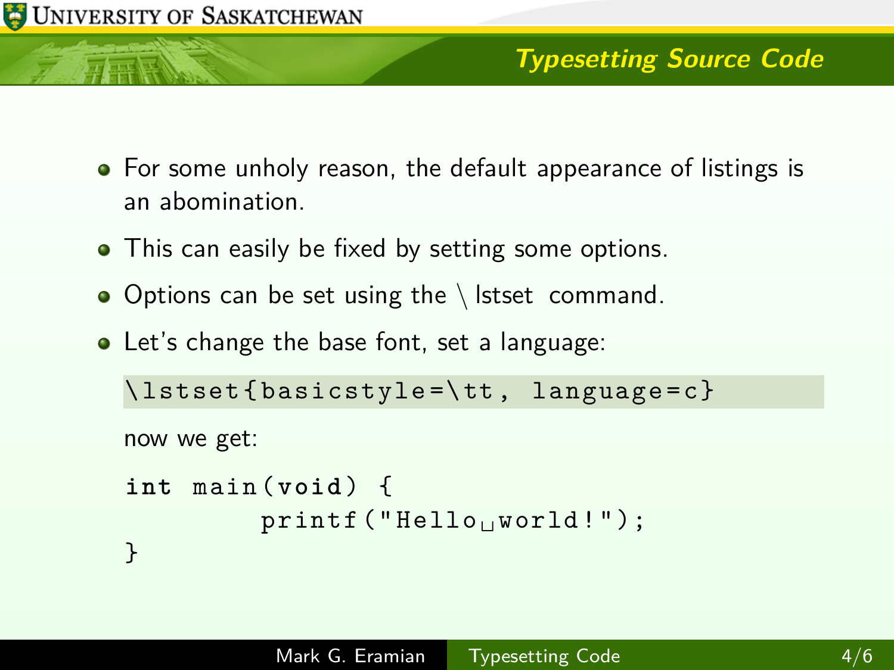## Typesetting Source Code

- For some unholy reason, the default appearance of listings is an abomination.
- This can easily be fixed by setting some options.
- Options can be set using the \lstset command.
- Let's change the base font, set a language:

```
\lstset{basicstyle=\tt, language=c}
```

now we get:

```
int main(void) {
        printf("Hello␣world!");
}
```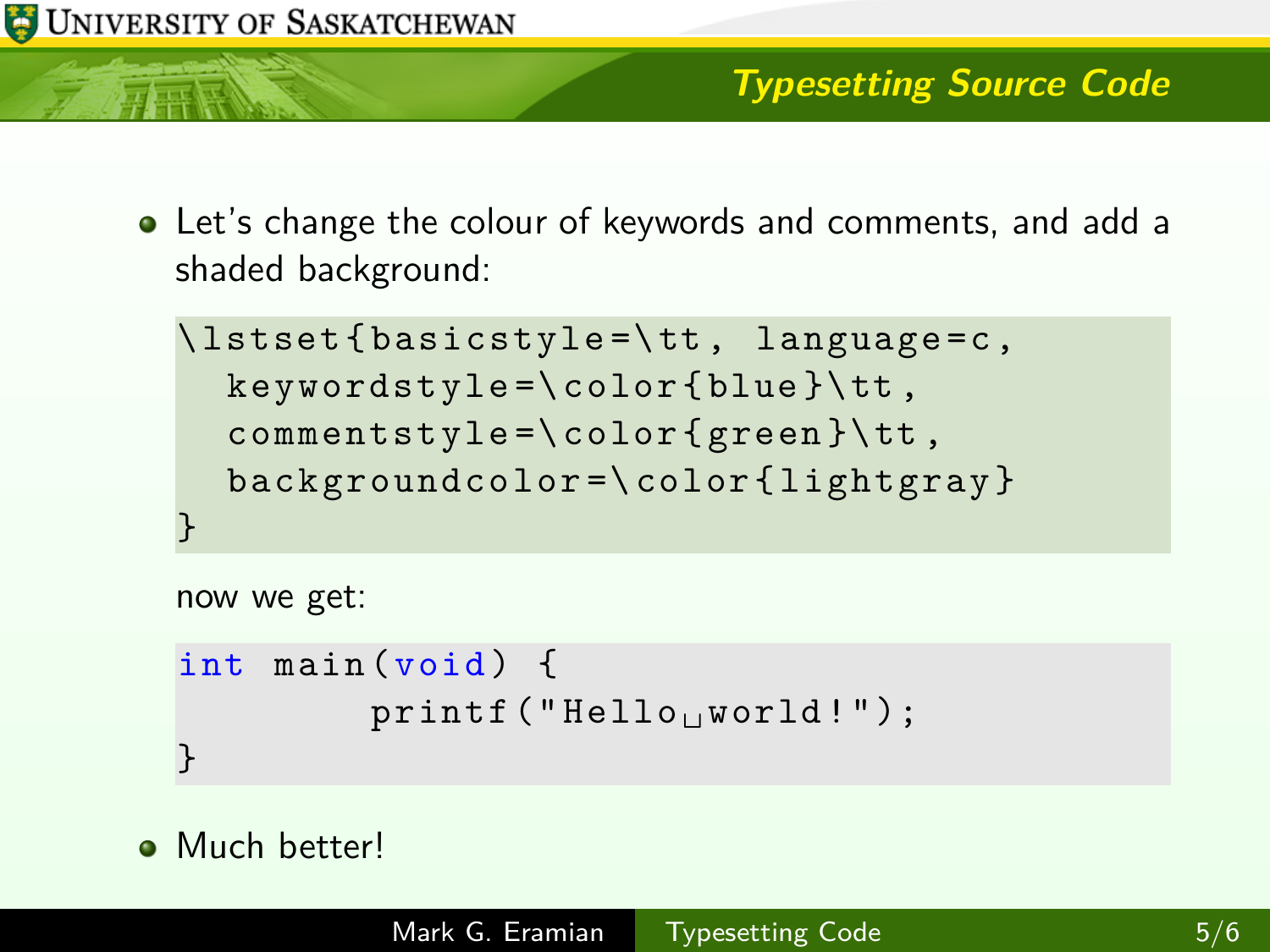## Typesetting Source Code

- Let's change the colour of keywords and comments, and add a shaded background:

```
\lstset{basicstyle=\tt, language=c,
  keywordstyle=\color{blue}\tt,
  commentstyle=\color{green}\tt,
  backgroundcolor=\color{lightgray}
}
```

now we get:

```
int main(void) {
        printf("Hello␣world!");
}
```

- Much better!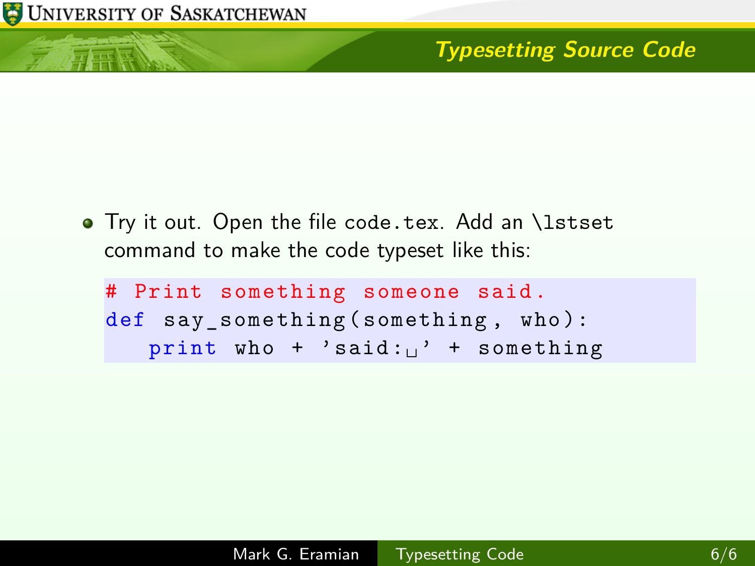## Typesetting Source Code

- Try it out. Open the file `code.tex`. Add an `\lstset` command to make the code typeset like this:

```
# Print something someone said.
def say_something(something, who):
    print who + 'said:␣' + something
```